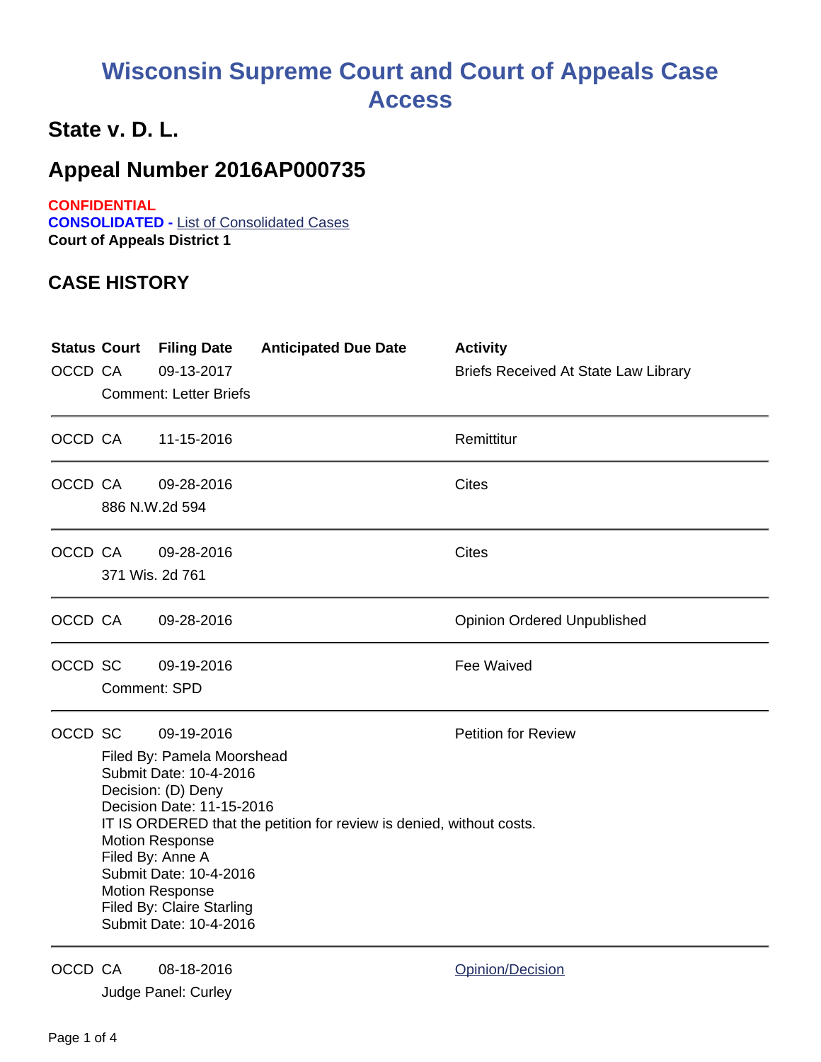# Wisconsin Supreme Court and Court of Appeals Case Access

## State v. D. L.

## Appeal Number 2016AP000735

**CONFIDENTIAL**
**CONSOLIDATED -** List of Consolidated Cases
**Court of Appeals District 1**

### CASE HISTORY

| Status | Court | Filing Date | Anticipated Due Date | Activity |
|---|---|---|---|---|
| OCCD | CA | 09-13-2017 | | Briefs Received At State Law Library |
| | Comment: Letter Briefs | | | |
| OCCD | CA | 11-15-2016 | | Remittitur |
| OCCD | CA | 09-28-2016 | | Cites |
| | 886 N.W.2d 594 | | | |
| OCCD | CA | 09-28-2016 | | Cites |
| | 371 Wis. 2d 761 | | | |
| OCCD | CA | 09-28-2016 | | Opinion Ordered Unpublished |
| OCCD | SC | 09-19-2016 | | Fee Waived |
| | Comment: SPD | | | |
| OCCD | SC | 09-19-2016 | | Petition for Review |
| | Filed By: Pamela Moorshead<br>Submit Date: 10-4-2016<br>Decision: (D) Deny<br>Decision Date: 11-15-2016<br>IT IS ORDERED that the petition for review is denied, without costs.<br>Motion Response<br>Filed By: Anne A<br>Submit Date: 10-4-2016<br>Motion Response<br>Filed By: Claire Starling<br>Submit Date: 10-4-2016 | | | |
| OCCD | CA | 08-18-2016 | | Opinion/Decision |
| | Judge Panel: Curley | | | |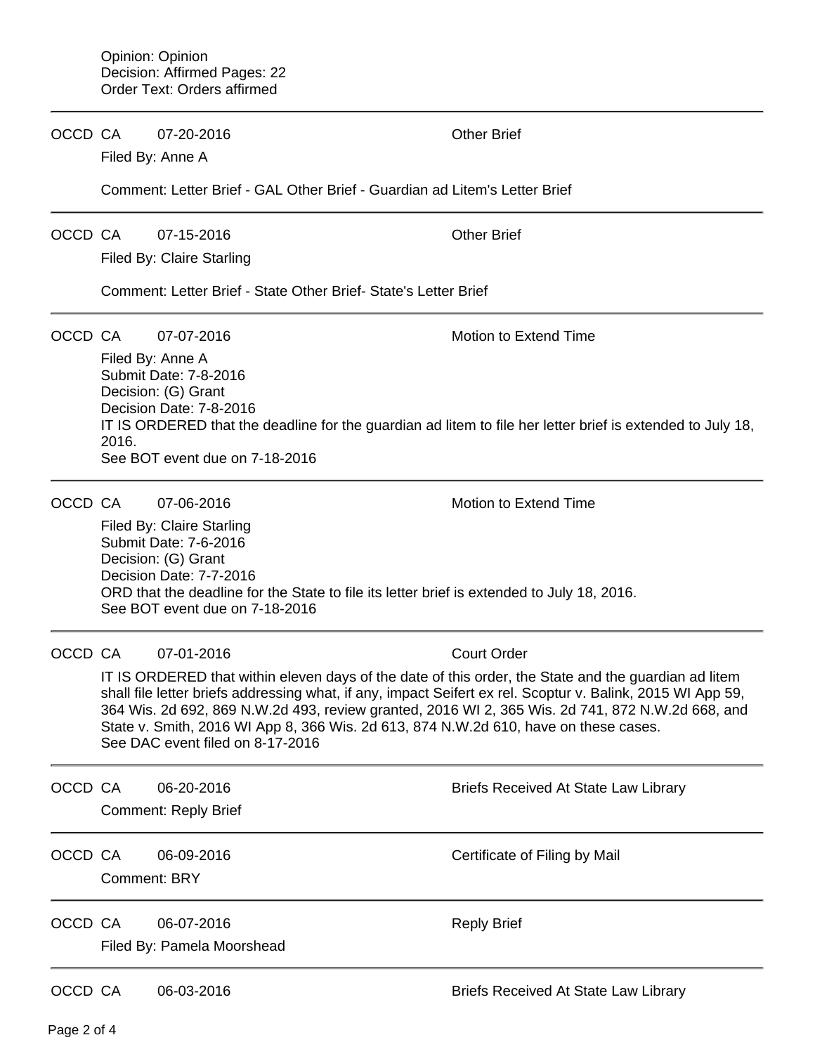Opinion: Opinion
Decision: Affirmed Pages: 22
Order Text: Orders affirmed

---

OCCD CA 07-20-2016 Other Brief

Filed By: Anne A

Comment: Letter Brief - GAL Other Brief - Guardian ad Litem's Letter Brief

---

OCCD CA 07-15-2016 Other Brief

Filed By: Claire Starling

Comment: Letter Brief - State Other Brief- State's Letter Brief

---

OCCD CA 07-07-2016 Motion to Extend Time

Filed By: Anne A
Submit Date: 7-8-2016
Decision: (G) Grant
Decision Date: 7-8-2016
IT IS ORDERED that the deadline for the guardian ad litem to file her letter brief is extended to July 18, 2016.
See BOT event due on 7-18-2016

---

OCCD CA 07-06-2016 Motion to Extend Time

Filed By: Claire Starling
Submit Date: 7-6-2016
Decision: (G) Grant
Decision Date: 7-7-2016
ORD that the deadline for the State to file its letter brief is extended to July 18, 2016.
See BOT event due on 7-18-2016

---

OCCD CA 07-01-2016 Court Order

IT IS ORDERED that within eleven days of the date of this order, the State and the guardian ad litem shall file letter briefs addressing what, if any, impact Seifert ex rel. Scoptur v. Balink, 2015 WI App 59, 364 Wis. 2d 692, 869 N.W.2d 493, review granted, 2016 WI 2, 365 Wis. 2d 741, 872 N.W.2d 668, and State v. Smith, 2016 WI App 8, 366 Wis. 2d 613, 874 N.W.2d 610, have on these cases.
See DAC event filed on 8-17-2016

---

OCCD CA 06-20-2016 Briefs Received At State Law Library

Comment: Reply Brief

---

OCCD CA 06-09-2016 Certificate of Filing by Mail

Comment: BRY

---

OCCD CA 06-07-2016 Reply Brief

Filed By: Pamela Moorshead

---

OCCD CA 06-03-2016 Briefs Received At State Law Library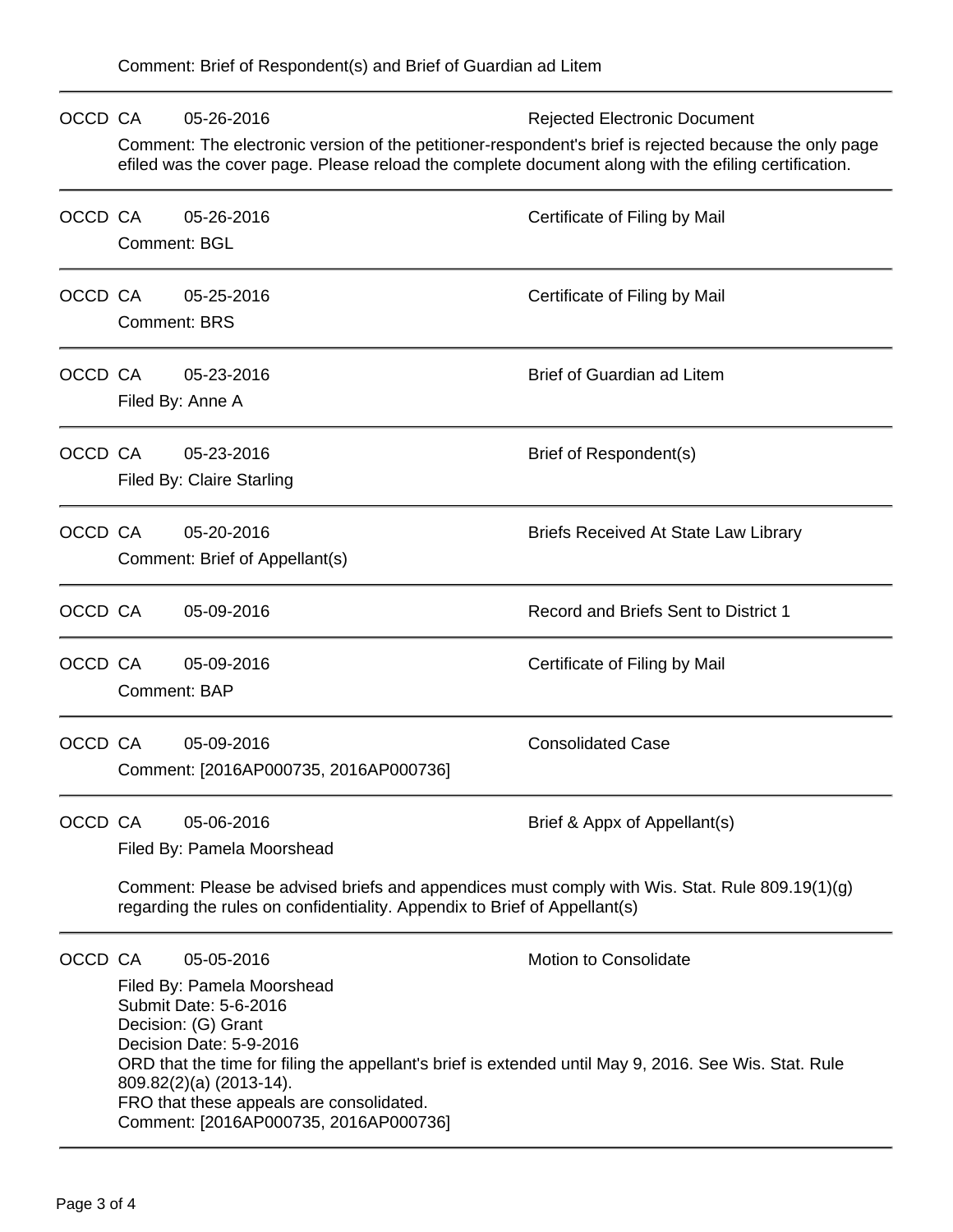Comment: Brief of Respondent(s) and Brief of Guardian ad Litem

---

OCCD CA 05-26-2016 Rejected Electronic Document

Comment: The electronic version of the petitioner-respondent's brief is rejected because the only page efiled was the cover page. Please reload the complete document along with the efiling certification.

---

OCCD CA 05-26-2016 Certificate of Filing by Mail

Comment: BGL

---

OCCD CA 05-25-2016 Certificate of Filing by Mail

Comment: BRS

---

OCCD CA 05-23-2016 Brief of Guardian ad Litem

Filed By: Anne A

---

OCCD CA 05-23-2016 Brief of Respondent(s)

Filed By: Claire Starling

---

OCCD CA 05-20-2016 Briefs Received At State Law Library

Comment: Brief of Appellant(s)

---

OCCD CA 05-09-2016 Record and Briefs Sent to District 1

---

OCCD CA 05-09-2016 Certificate of Filing by Mail

Comment: BAP

---

OCCD CA 05-09-2016 Consolidated Case

Comment: [2016AP000735, 2016AP000736]

---

OCCD CA 05-06-2016 Brief & Appx of Appellant(s)

Filed By: Pamela Moorshead

Comment: Please be advised briefs and appendices must comply with Wis. Stat. Rule 809.19(1)(g) regarding the rules on confidentiality. Appendix to Brief of Appellant(s)

---

OCCD CA 05-05-2016 Motion to Consolidate

Filed By: Pamela Moorshead
Submit Date: 5-6-2016
Decision: (G) Grant
Decision Date: 5-9-2016
ORD that the time for filing the appellant's brief is extended until May 9, 2016. See Wis. Stat. Rule 809.82(2)(a) (2013-14).
FRO that these appeals are consolidated.
Comment: [2016AP000735, 2016AP000736]

---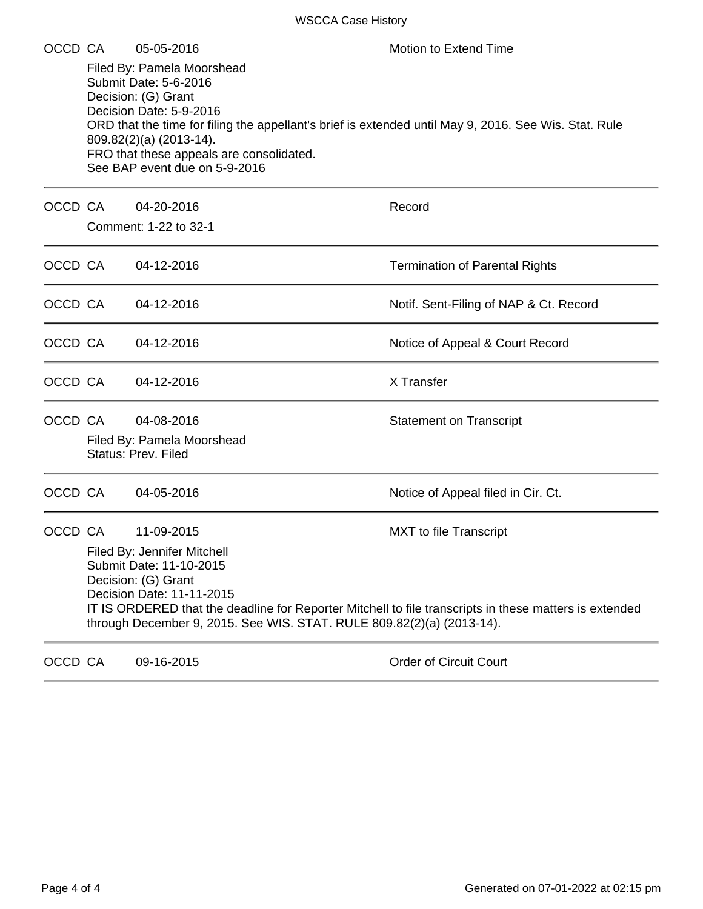| | | | |
|---|---|---|---|
| OCCD | CA | 05-05-2016 | Motion to Extend Time |

Filed By: Pamela Moorshead
Submit Date: 5-6-2016
Decision: (G) Grant
Decision Date: 5-9-2016
ORD that the time for filing the appellant's brief is extended until May 9, 2016. See Wis. Stat. Rule 809.82(2)(a) (2013-14).
FRO that these appeals are consolidated.
See BAP event due on 5-9-2016

---

| | | | |
|---|---|---|---|
| OCCD | CA | 04-20-2016 | Record |

Comment: 1-22 to 32-1

---

| | | | |
|---|---|---|---|
| OCCD | CA | 04-12-2016 | Termination of Parental Rights |
| OCCD | CA | 04-12-2016 | Notif. Sent-Filing of NAP & Ct. Record |
| OCCD | CA | 04-12-2016 | Notice of Appeal & Court Record |
| OCCD | CA | 04-12-2016 | X Transfer |
| OCCD | CA | 04-08-2016 | Statement on Transcript |

Filed By: Pamela Moorshead
Status: Prev. Filed

---

| | | | |
|---|---|---|---|
| OCCD | CA | 04-05-2016 | Notice of Appeal filed in Cir. Ct. |
| OCCD | CA | 11-09-2015 | MXT to file Transcript |

Filed By: Jennifer Mitchell
Submit Date: 11-10-2015
Decision: (G) Grant
Decision Date: 11-11-2015
IT IS ORDERED that the deadline for Reporter Mitchell to file transcripts in these matters is extended through December 9, 2015. See WIS. STAT. RULE 809.82(2)(a) (2013-14).

---

| | | | |
|---|---|---|---|
| OCCD | CA | 09-16-2015 | Order of Circuit Court |